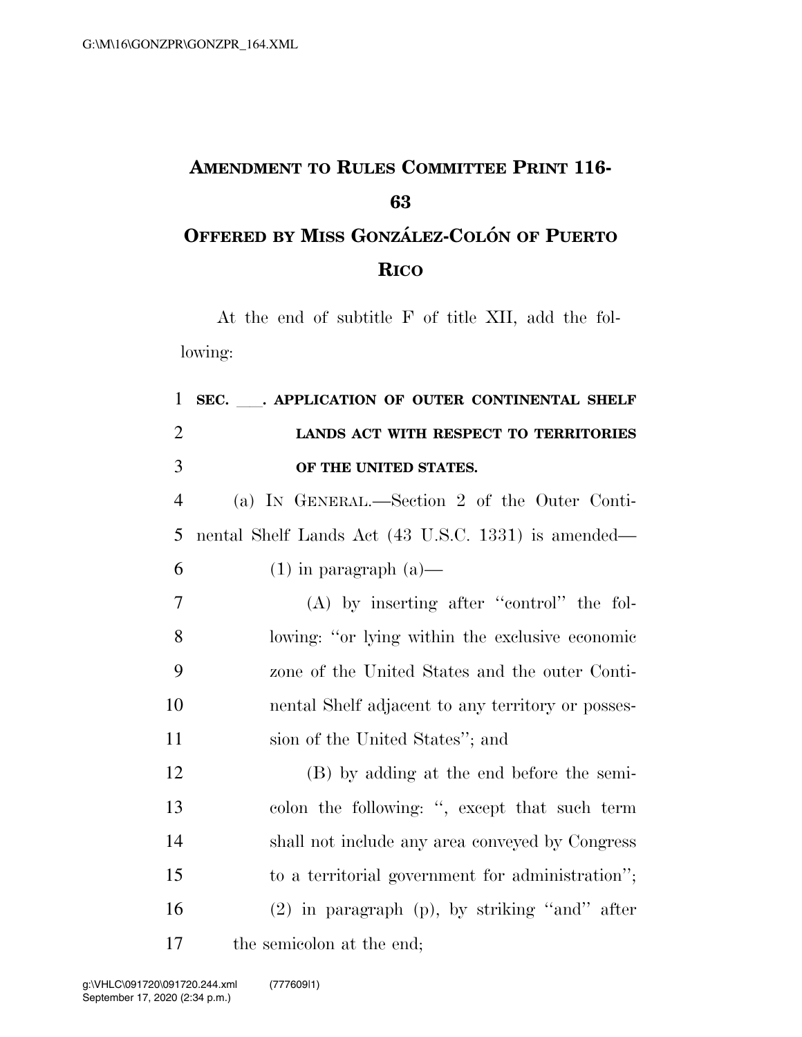# AMENDMENT TO RULES COMMITTEE PRINT 116-63

## OFFERED BY MISS GONZÁLEZ-COLÓN OF PUERTO RICO

At the end of subtitle F of title XII, add the following:

**SEC. ___. APPLICATION OF OUTER CONTINENTAL SHELF LANDS ACT WITH RESPECT TO TERRITORIES OF THE UNITED STATES.**

(a) IN GENERAL.—Section 2 of the Outer Continental Shelf Lands Act (43 U.S.C. 1331) is amended—

(1) in paragraph (a)—

(A) by inserting after "control" the following: "or lying within the exclusive economic zone of the United States and the outer Continental Shelf adjacent to any territory or possession of the United States"; and

(B) by adding at the end before the semicolon the following: ", except that such term shall not include any area conveyed by Congress to a territorial government for administration";

(2) in paragraph (p), by striking "and" after the semicolon at the end;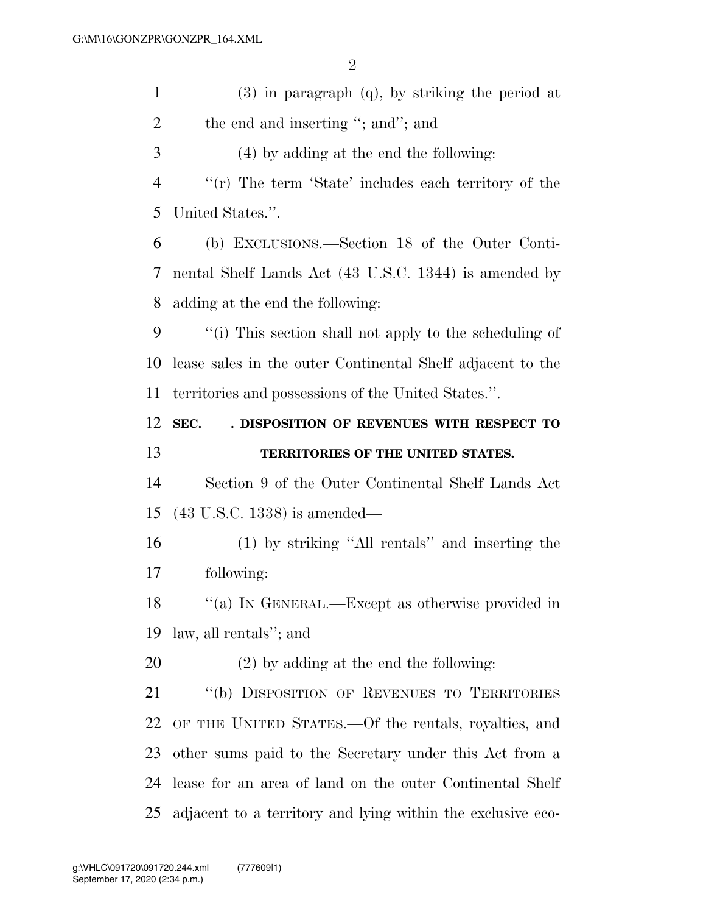(3) in paragraph (q), by striking the period at the end and inserting "; and"; and

(4) by adding at the end the following:

"(r) The term 'State' includes each territory of the United States.".

(b) EXCLUSIONS.—Section 18 of the Outer Continental Shelf Lands Act (43 U.S.C. 1344) is amended by adding at the end the following:

"(i) This section shall not apply to the scheduling of lease sales in the outer Continental Shelf adjacent to the territories and possessions of the United States.".

**SEC. \_\_\_. DISPOSITION OF REVENUES WITH RESPECT TO TERRITORIES OF THE UNITED STATES.**

Section 9 of the Outer Continental Shelf Lands Act (43 U.S.C. 1338) is amended—

(1) by striking "All rentals" and inserting the following:

"(a) IN GENERAL.—Except as otherwise provided in law, all rentals"; and

(2) by adding at the end the following:

"(b) DISPOSITION OF REVENUES TO TERRITORIES OF THE UNITED STATES.—Of the rentals, royalties, and other sums paid to the Secretary under this Act from a lease for an area of land on the outer Continental Shelf adjacent to a territory and lying within the exclusive eco-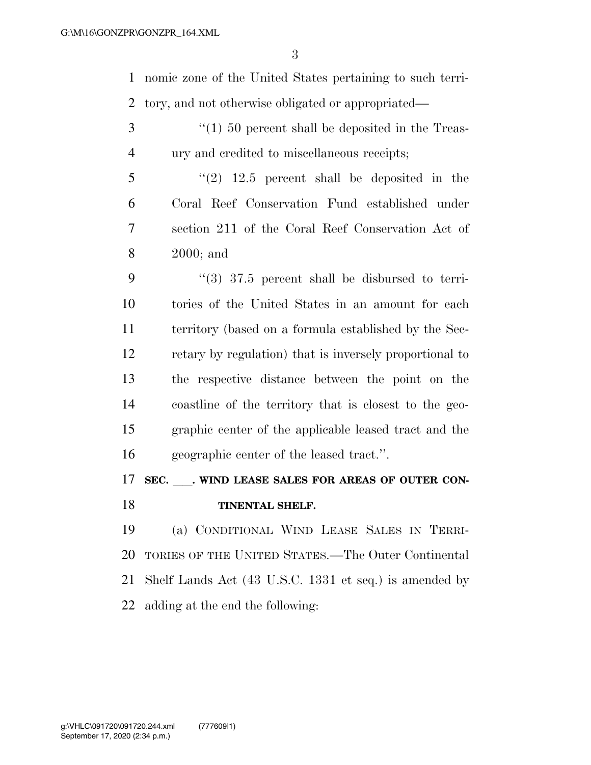nomic zone of the United States pertaining to such territory, and not otherwise obligated or appropriated—

"(1) 50 percent shall be deposited in the Treasury and credited to miscellaneous receipts;

"(2) 12.5 percent shall be deposited in the Coral Reef Conservation Fund established under section 211 of the Coral Reef Conservation Act of 2000; and

"(3) 37.5 percent shall be disbursed to territories of the United States in an amount for each territory (based on a formula established by the Secretary by regulation) that is inversely proportional to the respective distance between the point on the coastline of the territory that is closest to the geographic center of the applicable leased tract and the geographic center of the leased tract.".

**SEC. ___. WIND LEASE SALES FOR AREAS OF OUTER CONTINENTAL SHELF.**

(a) CONDITIONAL WIND LEASE SALES IN TERRITORIES OF THE UNITED STATES.—The Outer Continental Shelf Lands Act (43 U.S.C. 1331 et seq.) is amended by adding at the end the following: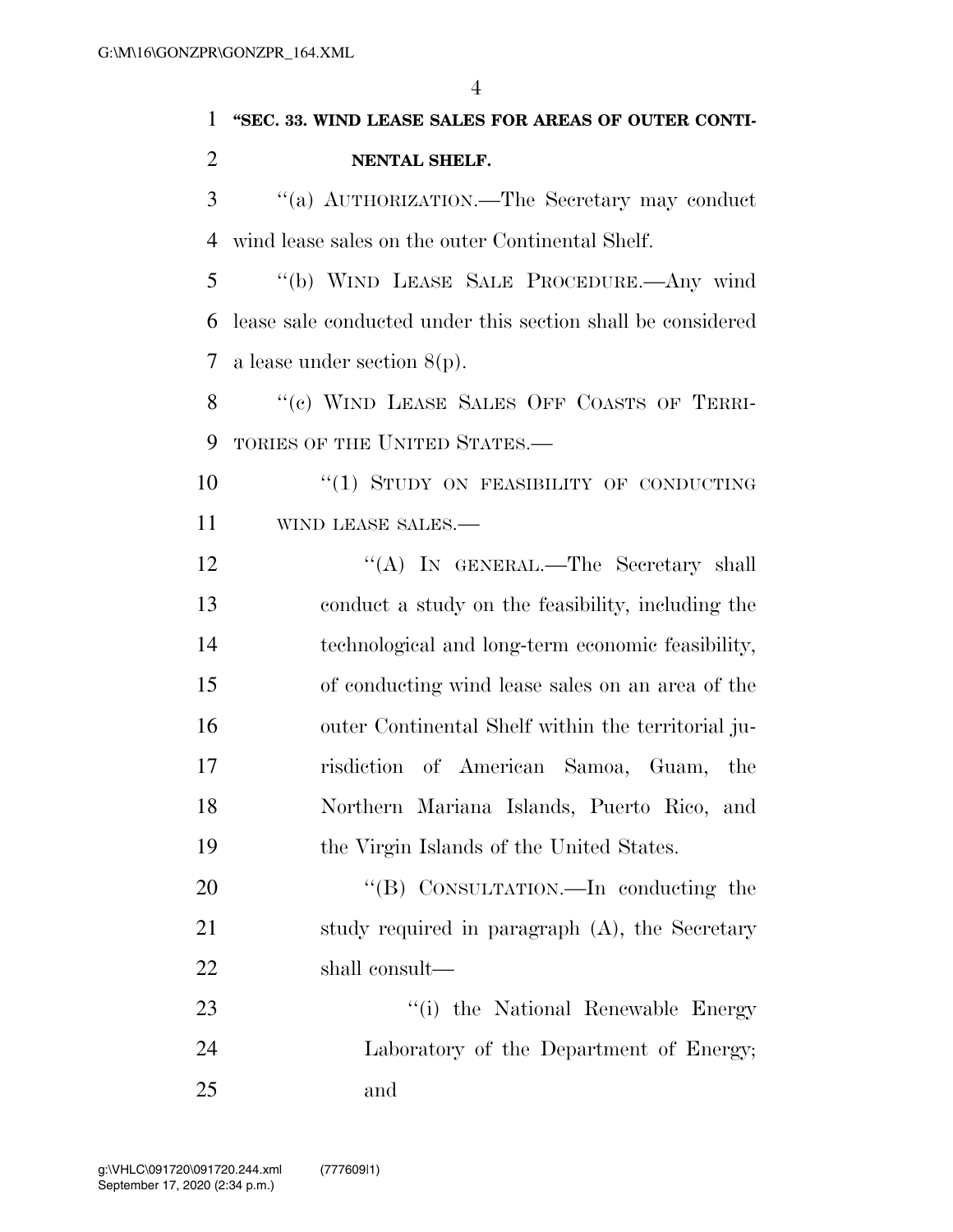**"SEC. 33. WIND LEASE SALES FOR AREAS OF OUTER CONTINENTAL SHELF.**

"(a) AUTHORIZATION.—The Secretary may conduct wind lease sales on the outer Continental Shelf.

"(b) WIND LEASE SALE PROCEDURE.—Any wind lease sale conducted under this section shall be considered a lease under section 8(p).

"(c) WIND LEASE SALES OFF COASTS OF TERRITORIES OF THE UNITED STATES.—

"(1) STUDY ON FEASIBILITY OF CONDUCTING WIND LEASE SALES.—

"(A) IN GENERAL.—The Secretary shall conduct a study on the feasibility, including the technological and long-term economic feasibility, of conducting wind lease sales on an area of the outer Continental Shelf within the territorial jurisdiction of American Samoa, Guam, the Northern Mariana Islands, Puerto Rico, and the Virgin Islands of the United States.

"(B) CONSULTATION.—In conducting the study required in paragraph (A), the Secretary shall consult—

"(i) the National Renewable Energy Laboratory of the Department of Energy; and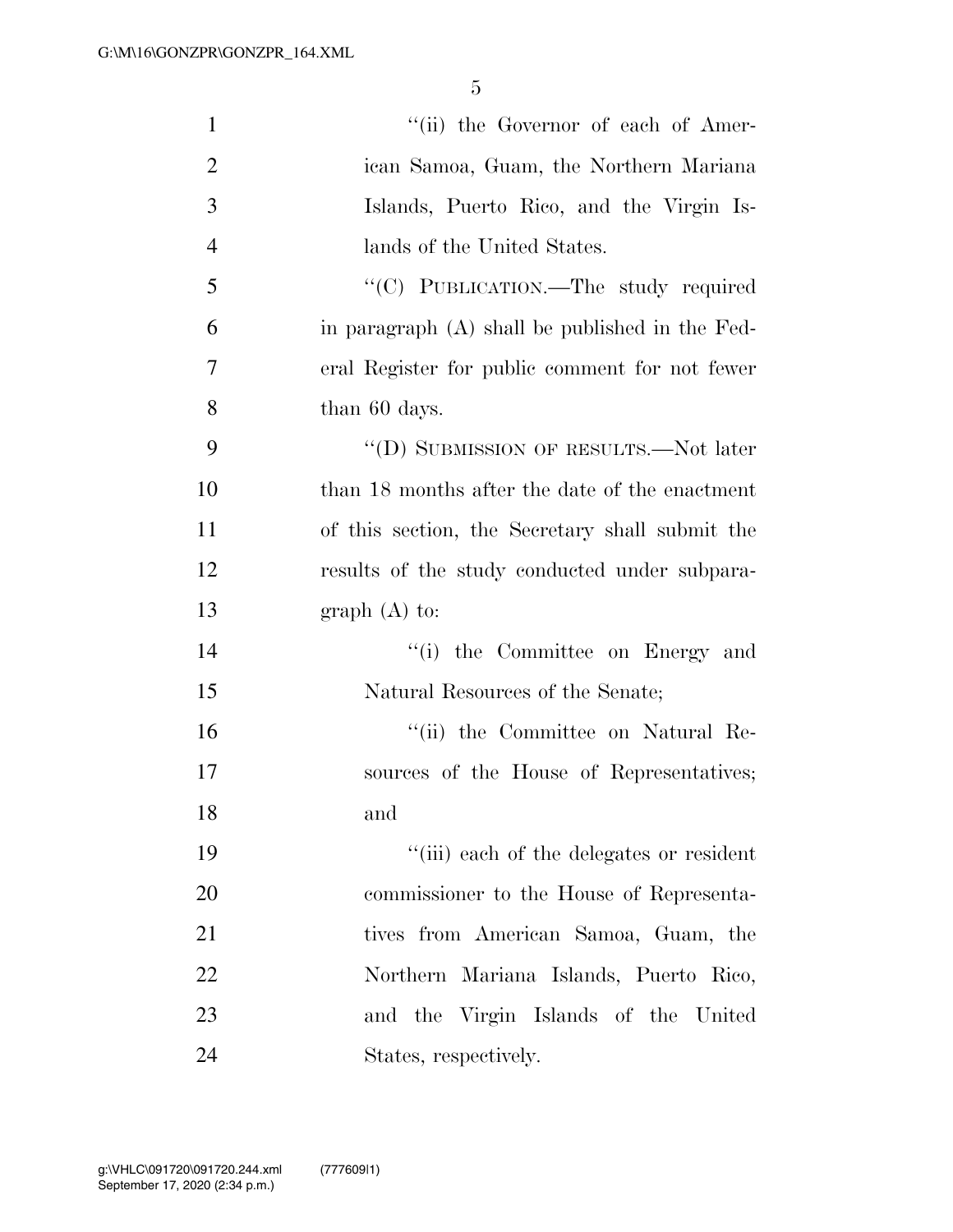''(ii) the Governor of each of American Samoa, Guam, the Northern Mariana Islands, Puerto Rico, and the Virgin Islands of the United States.

''(C) PUBLICATION.—The study required in paragraph (A) shall be published in the Federal Register for public comment for not fewer than 60 days.

''(D) SUBMISSION OF RESULTS.—Not later than 18 months after the date of the enactment of this section, the Secretary shall submit the results of the study conducted under subparagraph (A) to:

''(i) the Committee on Energy and Natural Resources of the Senate;

''(ii) the Committee on Natural Resources of the House of Representatives; and

''(iii) each of the delegates or resident commissioner to the House of Representatives from American Samoa, Guam, the Northern Mariana Islands, Puerto Rico, and the Virgin Islands of the United States, respectively.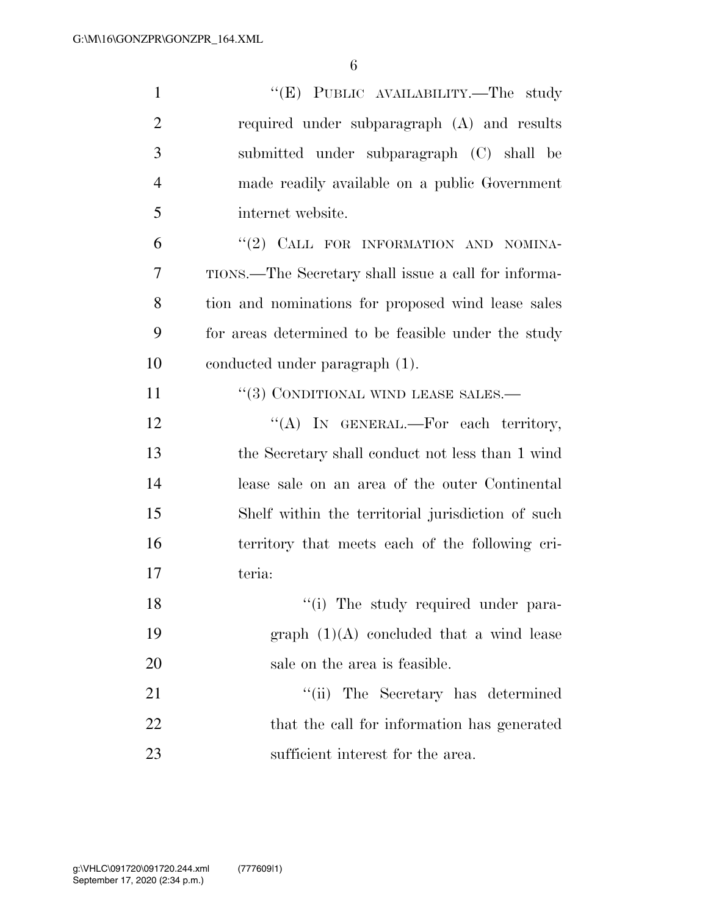"(E) PUBLIC AVAILABILITY.—The study required under subparagraph (A) and results submitted under subparagraph (C) shall be made readily available on a public Government internet website.

"(2) CALL FOR INFORMATION AND NOMINATIONS.—The Secretary shall issue a call for information and nominations for proposed wind lease sales for areas determined to be feasible under the study conducted under paragraph (1).

"(3) CONDITIONAL WIND LEASE SALES.—

"(A) IN GENERAL.—For each territory, the Secretary shall conduct not less than 1 wind lease sale on an area of the outer Continental Shelf within the territorial jurisdiction of such territory that meets each of the following criteria:

"(i) The study required under paragraph (1)(A) concluded that a wind lease sale on the area is feasible.

"(ii) The Secretary has determined that the call for information has generated sufficient interest for the area.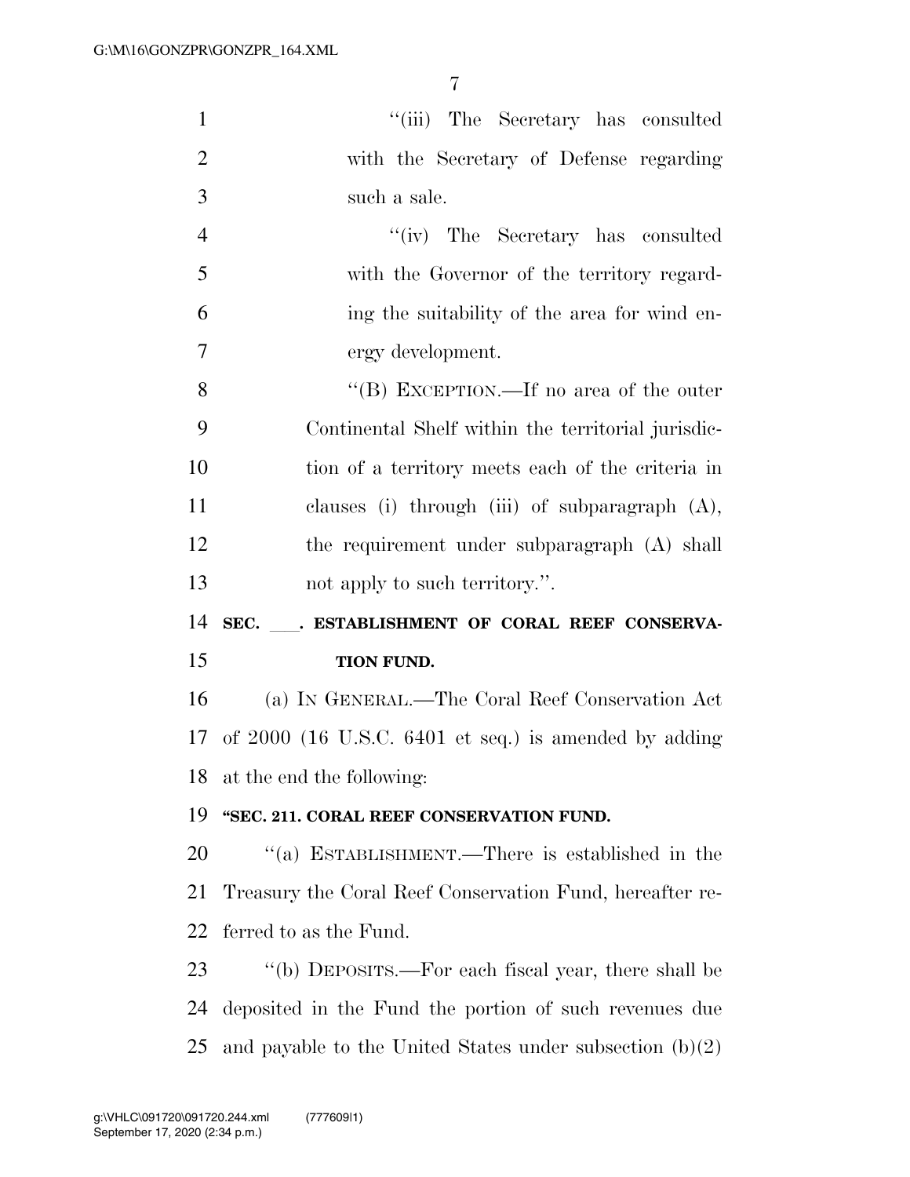"(iii) The Secretary has consulted with the Secretary of Defense regarding such a sale.

"(iv) The Secretary has consulted with the Governor of the territory regarding the suitability of the area for wind energy development.

"(B) EXCEPTION.—If no area of the outer Continental Shelf within the territorial jurisdiction of a territory meets each of the criteria in clauses (i) through (iii) of subparagraph (A), the requirement under subparagraph (A) shall not apply to such territory.".

**SEC. ___. ESTABLISHMENT OF CORAL REEF CONSERVATION FUND.**

(a) IN GENERAL.—The Coral Reef Conservation Act of 2000 (16 U.S.C. 6401 et seq.) is amended by adding at the end the following:

**"SEC. 211. CORAL REEF CONSERVATION FUND.**

"(a) ESTABLISHMENT.—There is established in the Treasury the Coral Reef Conservation Fund, hereafter referred to as the Fund.

"(b) DEPOSITS.—For each fiscal year, there shall be deposited in the Fund the portion of such revenues due and payable to the United States under subsection (b)(2)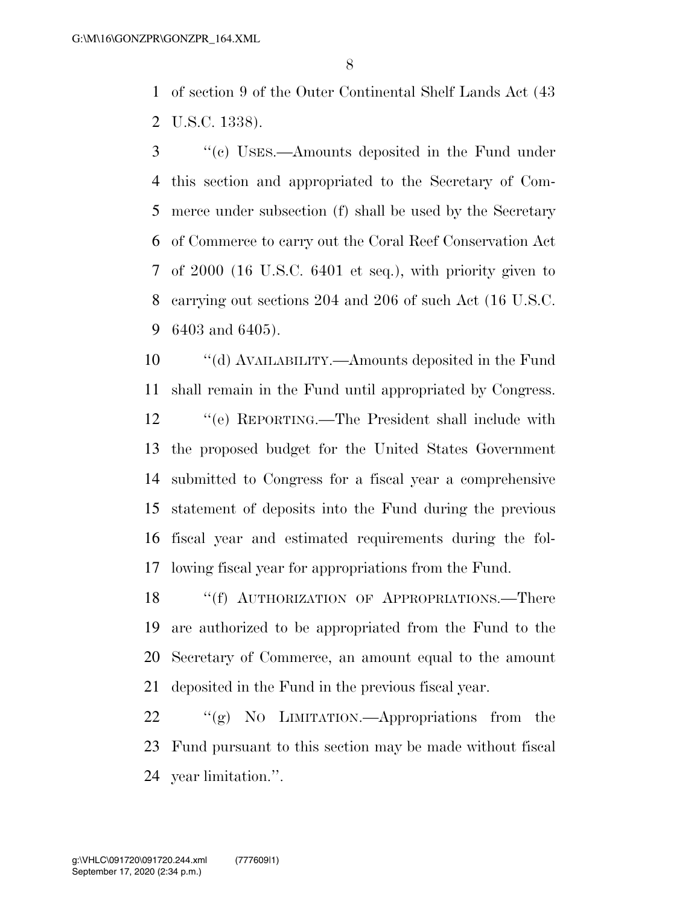of section 9 of the Outer Continental Shelf Lands Act (43 U.S.C. 1338).

''(c) USES.—Amounts deposited in the Fund under this section and appropriated to the Secretary of Commerce under subsection (f) shall be used by the Secretary of Commerce to carry out the Coral Reef Conservation Act of 2000 (16 U.S.C. 6401 et seq.), with priority given to carrying out sections 204 and 206 of such Act (16 U.S.C. 6403 and 6405).

''(d) AVAILABILITY.—Amounts deposited in the Fund shall remain in the Fund until appropriated by Congress.

''(e) REPORTING.—The President shall include with the proposed budget for the United States Government submitted to Congress for a fiscal year a comprehensive statement of deposits into the Fund during the previous fiscal year and estimated requirements during the following fiscal year for appropriations from the Fund.

''(f) AUTHORIZATION OF APPROPRIATIONS.—There are authorized to be appropriated from the Fund to the Secretary of Commerce, an amount equal to the amount deposited in the Fund in the previous fiscal year.

''(g) NO LIMITATION.—Appropriations from the Fund pursuant to this section may be made without fiscal year limitation.''.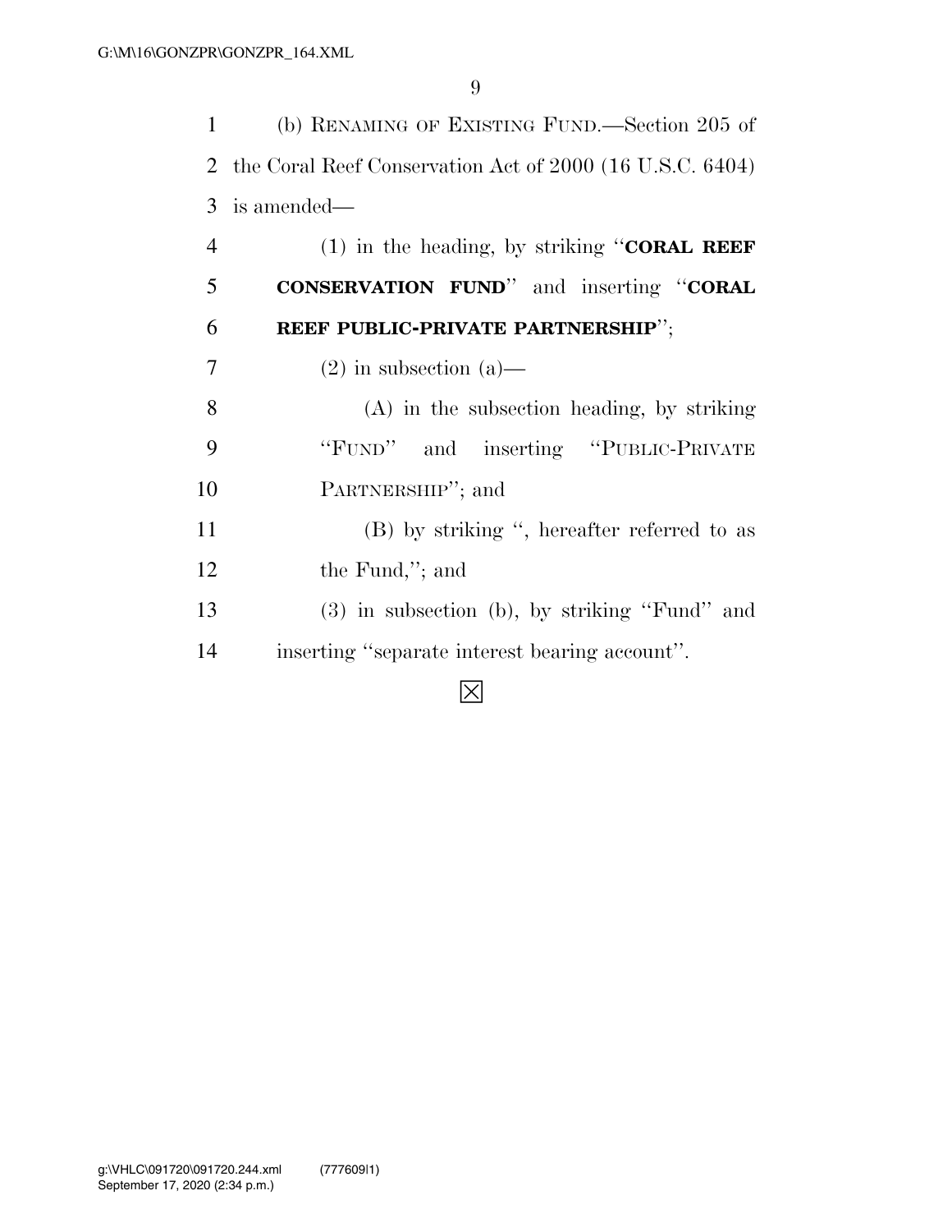(b) RENAMING OF EXISTING FUND.—Section 205 of the Coral Reef Conservation Act of 2000 (16 U.S.C. 6404) is amended—

(1) in the heading, by striking "**CORAL REEF CONSERVATION FUND**" and inserting "**CORAL REEF PUBLIC-PRIVATE PARTNERSHIP**";

(2) in subsection (a)—

(A) in the subsection heading, by striking "FUND" and inserting "PUBLIC-PRIVATE PARTNERSHIP"; and

(B) by striking ", hereafter referred to as the Fund,"; and

(3) in subsection (b), by striking "Fund" and inserting "separate interest bearing account".